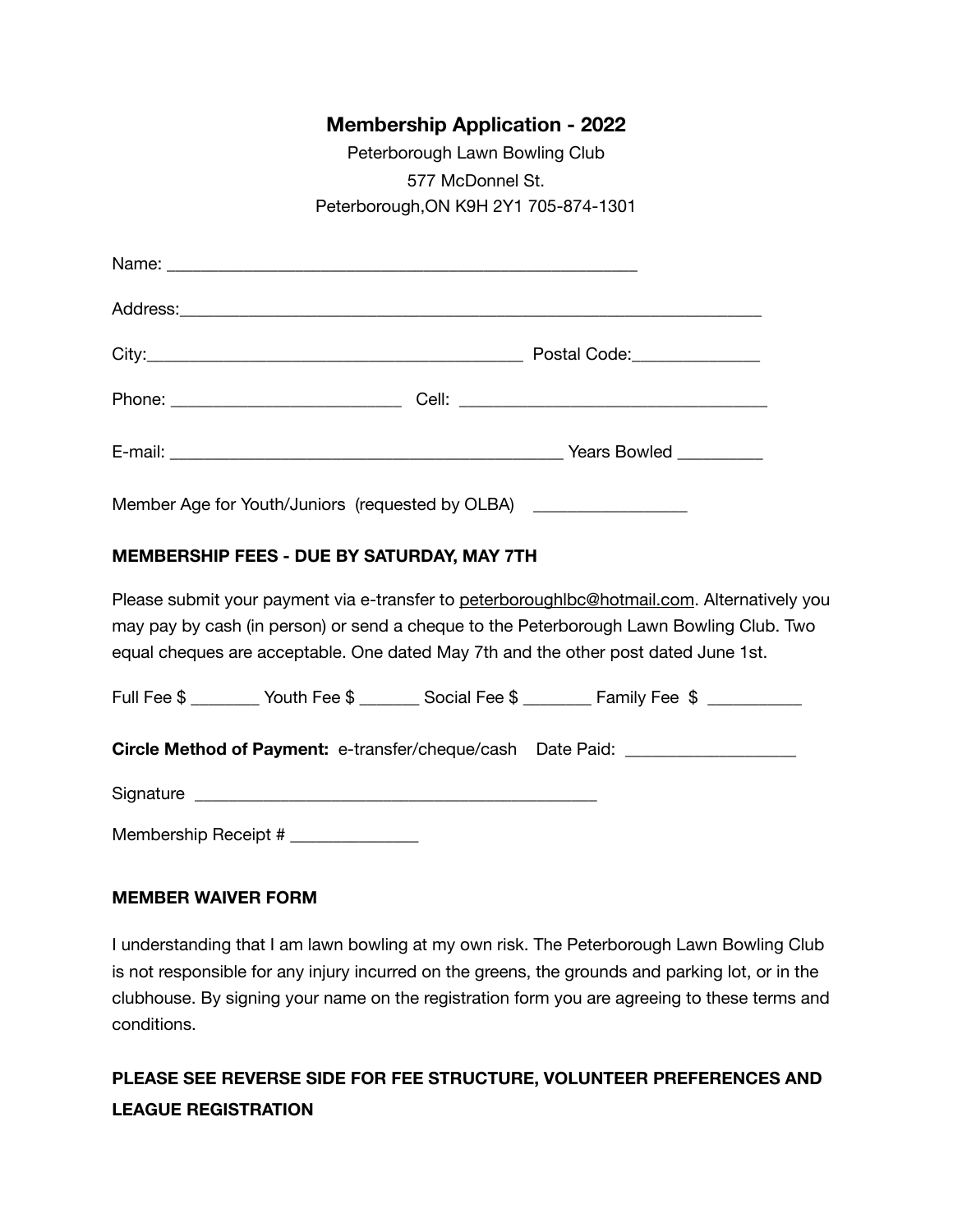# Membership Application - 2022

Peterborough Lawn Bowling Club
577 McDonnel St.
Peterborough,ON K9H 2Y1 705-874-1301

Name: _______________________________________________

Address:_________________________________________________________

City:____________________________________ Postal Code:_____________

Phone: _______________________ Cell: ______________________________

E-mail: _______________________________________ Years Bowled _________

Member Age for Youth/Juniors (requested by OLBA) _______________

**MEMBERSHIP FEES - DUE BY SATURDAY, MAY 7TH**

Please submit your payment via e-transfer to peterboroughlbc@hotmail.com. Alternatively you may pay by cash (in person) or send a cheque to the Peterborough Lawn Bowling Club. Two equal cheques are acceptable. One dated May 7th and the other post dated June 1st.

Full Fee $ _______ Youth Fee $ ______ Social Fee $ _______ Family Fee $ __________

**Circle Method of Payment:** e-transfer/cheque/cash Date Paid: _________________

Signature ________________________________________

Membership Receipt # _____________

**MEMBER WAIVER FORM**

I understanding that I am lawn bowling at my own risk. The Peterborough Lawn Bowling Club is not responsible for any injury incurred on the greens, the grounds and parking lot, or in the clubhouse. By signing your name on the registration form you are agreeing to these terms and conditions.

**PLEASE SEE REVERSE SIDE FOR FEE STRUCTURE, VOLUNTEER PREFERENCES AND LEAGUE REGISTRATION**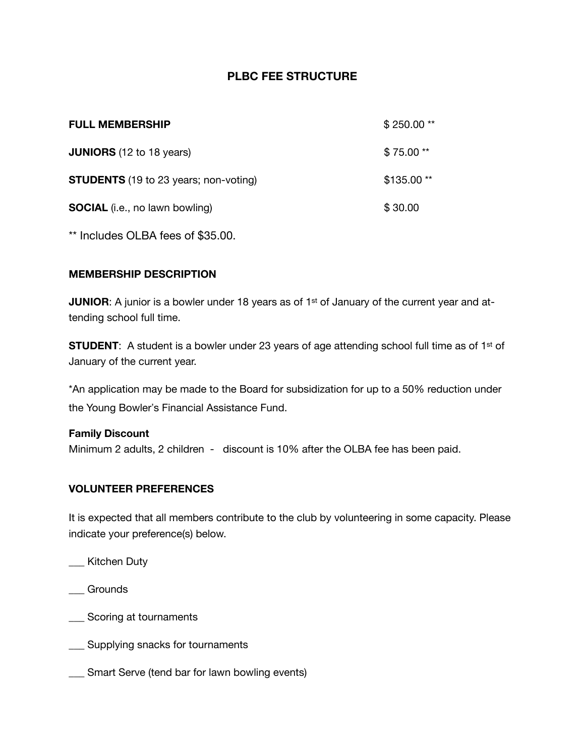# PLBC FEE STRUCTURE

| | |
|---|---|
| **FULL MEMBERSHIP** | $ 250.00 ** |
| **JUNIORS** (12 to 18 years) | $ 75.00 ** |
| **STUDENTS** (19 to 23 years; non-voting) | $135.00 ** |
| **SOCIAL** (i.e., no lawn bowling) | $ 30.00 |

** Includes OLBA fees of $35.00.

## MEMBERSHIP DESCRIPTION

**JUNIOR**: A junior is a bowler under 18 years as of 1st of January of the current year and attending school full time.

**STUDENT**: A student is a bowler under 23 years of age attending school full time as of 1st of January of the current year.

*An application may be made to the Board for subsidization for up to a 50% reduction under the Young Bowler's Financial Assistance Fund.

**Family Discount**
Minimum 2 adults, 2 children - discount is 10% after the OLBA fee has been paid.

## VOLUNTEER PREFERENCES

It is expected that all members contribute to the club by volunteering in some capacity. Please indicate your preference(s) below.

___ Kitchen Duty

___ Grounds

___ Scoring at tournaments

___ Supplying snacks for tournaments

___ Smart Serve (tend bar for lawn bowling events)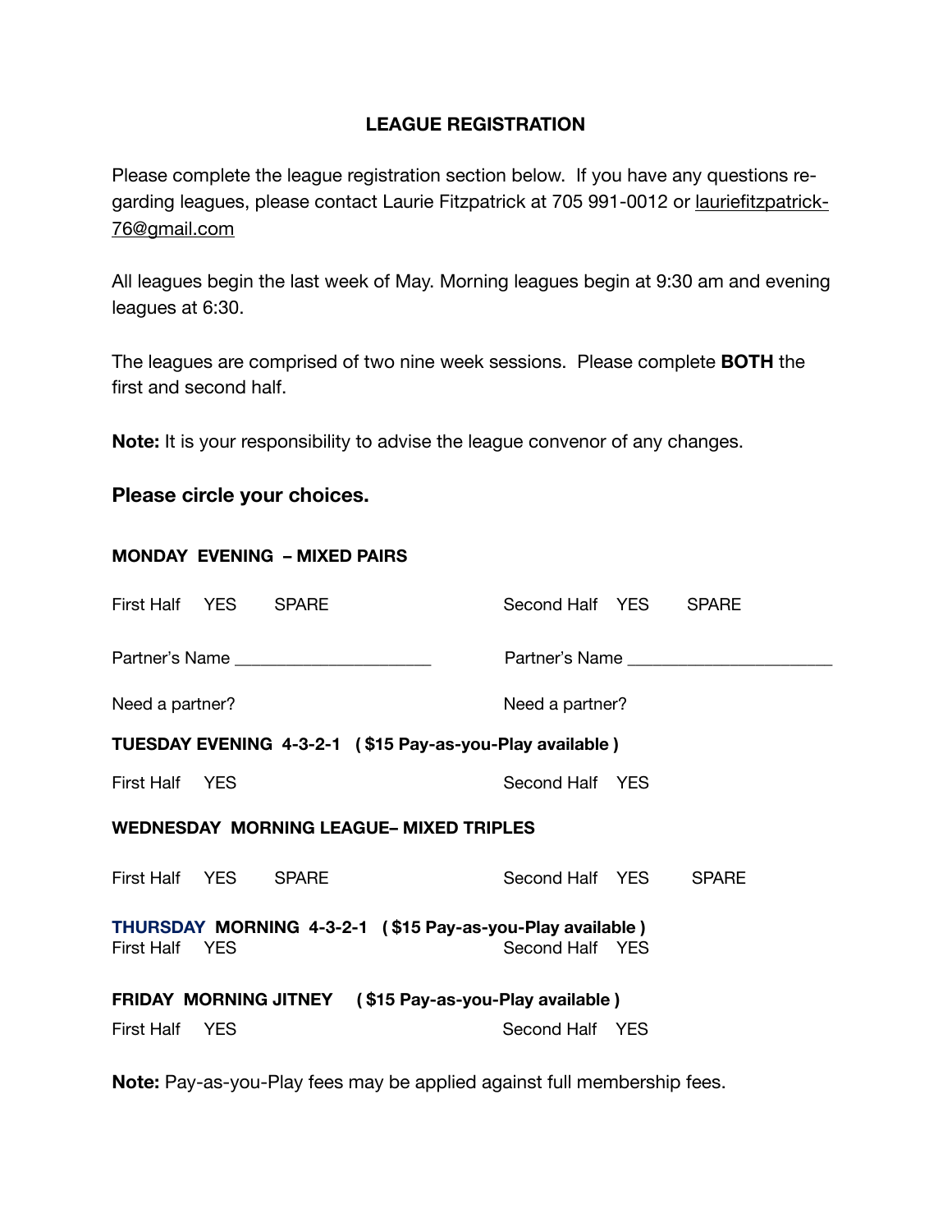# LEAGUE REGISTRATION

Please complete the league registration section below. If you have any questions regarding leagues, please contact Laurie Fitzpatrick at 705 991-0012 or lauriefitzpatrick-76@gmail.com

All leagues begin the last week of May. Morning leagues begin at 9:30 am and evening leagues at 6:30.

The leagues are comprised of two nine week sessions. Please complete **BOTH** the first and second half.

**Note:** It is your responsibility to advise the league convenor of any changes.

## Please circle your choices.

**MONDAY EVENING – MIXED PAIRS**

| | |
|---|---|
| First Half YES SPARE | Second Half YES SPARE |
| Partner's Name ______________________ | Partner's Name ______________________ |
| Need a partner? | Need a partner? |

**TUESDAY EVENING 4-3-2-1 ( $15 Pay-as-you-Play available )**

| | |
|---|---|
| First Half YES | Second Half YES |

**WEDNESDAY MORNING LEAGUE– MIXED TRIPLES**

| | |
|---|---|
| First Half YES SPARE | Second Half YES SPARE |

**THURSDAY MORNING 4-3-2-1 ( $15 Pay-as-you-Play available )**

| | |
|---|---|
| First Half YES | Second Half YES |

**FRIDAY MORNING JITNEY ( $15 Pay-as-you-Play available )**

| | |
|---|---|
| First Half YES | Second Half YES |

**Note:** Pay-as-you-Play fees may be applied against full membership fees.